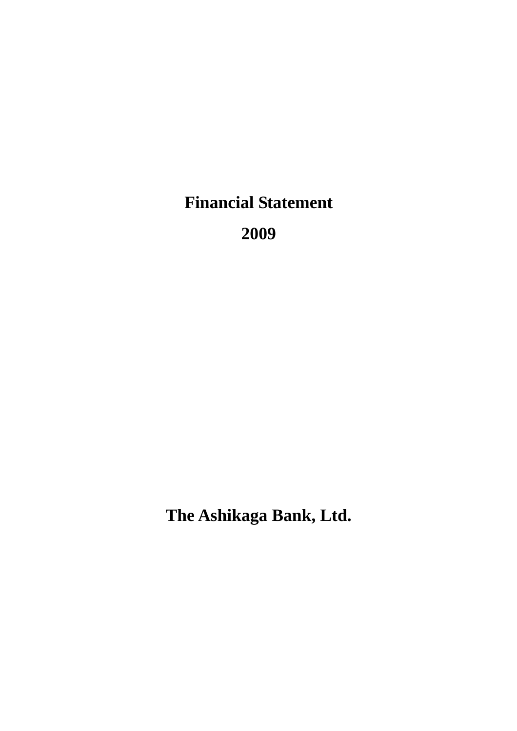# Financial Statement

# 2009

# The Ashikaga Bank, Ltd.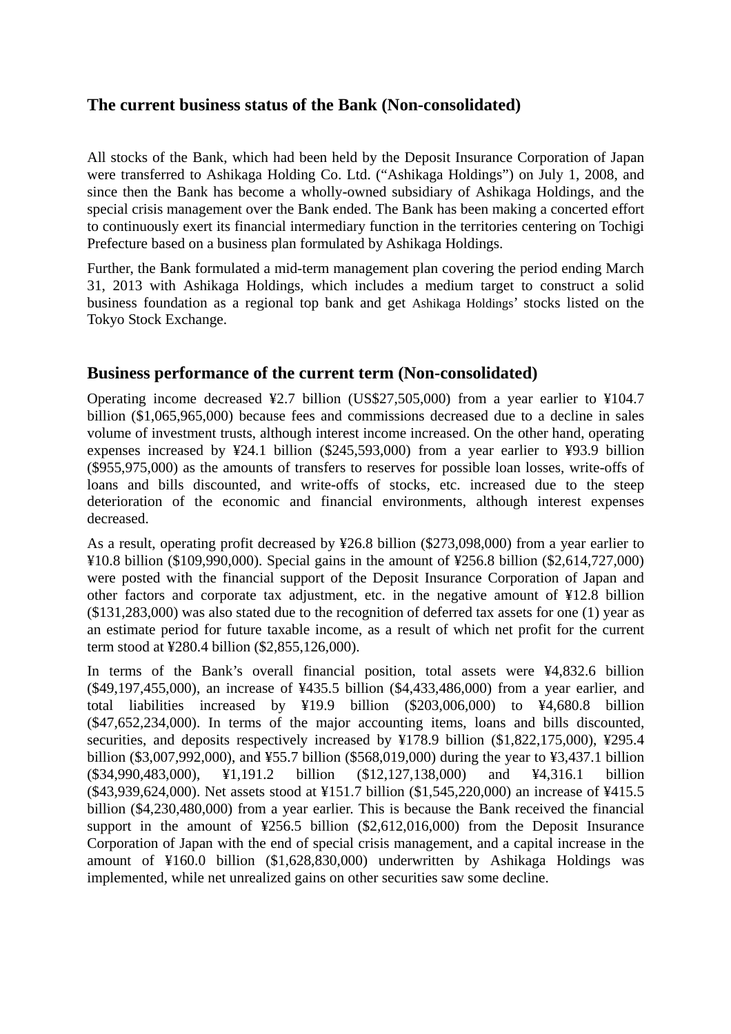## The current business status of the Bank (Non-consolidated)

All stocks of the Bank, which had been held by the Deposit Insurance Corporation of Japan were transferred to Ashikaga Holding Co. Ltd. ("Ashikaga Holdings") on July 1, 2008, and since then the Bank has become a wholly-owned subsidiary of Ashikaga Holdings, and the special crisis management over the Bank ended. The Bank has been making a concerted effort to continuously exert its financial intermediary function in the territories centering on Tochigi Prefecture based on a business plan formulated by Ashikaga Holdings.

Further, the Bank formulated a mid-term management plan covering the period ending March 31, 2013 with Ashikaga Holdings, which includes a medium target to construct a solid business foundation as a regional top bank and get Ashikaga Holdings' stocks listed on the Tokyo Stock Exchange.

## Business performance of the current term (Non-consolidated)

Operating income decreased ¥2.7 billion (US$27,505,000) from a year earlier to ¥104.7 billion ($1,065,965,000) because fees and commissions decreased due to a decline in sales volume of investment trusts, although interest income increased. On the other hand, operating expenses increased by ¥24.1 billion ($245,593,000) from a year earlier to ¥93.9 billion ($955,975,000) as the amounts of transfers to reserves for possible loan losses, write-offs of loans and bills discounted, and write-offs of stocks, etc. increased due to the steep deterioration of the economic and financial environments, although interest expenses decreased.

As a result, operating profit decreased by ¥26.8 billion ($273,098,000) from a year earlier to ¥10.8 billion ($109,990,000). Special gains in the amount of ¥256.8 billion ($2,614,727,000) were posted with the financial support of the Deposit Insurance Corporation of Japan and other factors and corporate tax adjustment, etc. in the negative amount of ¥12.8 billion ($131,283,000) was also stated due to the recognition of deferred tax assets for one (1) year as an estimate period for future taxable income, as a result of which net profit for the current term stood at ¥280.4 billion ($2,855,126,000).

In terms of the Bank's overall financial position, total assets were ¥4,832.6 billion ($49,197,455,000), an increase of ¥435.5 billion ($4,433,486,000) from a year earlier, and total liabilities increased by ¥19.9 billion ($203,006,000) to ¥4,680.8 billion ($47,652,234,000). In terms of the major accounting items, loans and bills discounted, securities, and deposits respectively increased by ¥178.9 billion ($1,822,175,000), ¥295.4 billion ($3,007,992,000), and ¥55.7 billion ($568,019,000) during the year to ¥3,437.1 billion ($34,990,483,000), ¥1,191.2 billion ($12,127,138,000) and ¥4,316.1 billion ($43,939,624,000). Net assets stood at ¥151.7 billion ($1,545,220,000) an increase of ¥415.5 billion ($4,230,480,000) from a year earlier. This is because the Bank received the financial support in the amount of ¥256.5 billion ($2,612,016,000) from the Deposit Insurance Corporation of Japan with the end of special crisis management, and a capital increase in the amount of ¥160.0 billion ($1,628,830,000) underwritten by Ashikaga Holdings was implemented, while net unrealized gains on other securities saw some decline.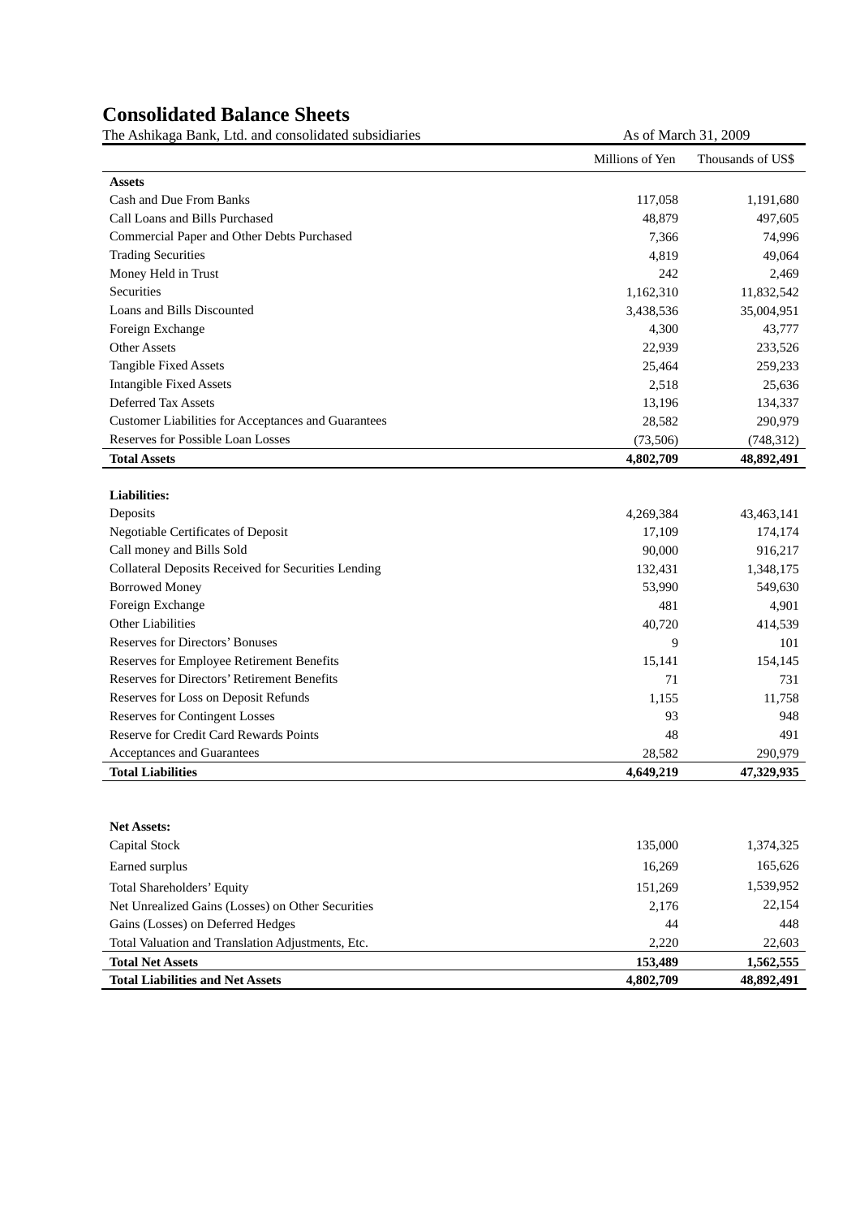# Consolidated Balance Sheets

The Ashikaga Bank, Ltd. and consolidated subsidiaries — As of March 31, 2009

| | Millions of Yen | Thousands of US$ |
|---|---|---|
| **Assets** | | |
| Cash and Due From Banks | 117,058 | 1,191,680 |
| Call Loans and Bills Purchased | 48,879 | 497,605 |
| Commercial Paper and Other Debts Purchased | 7,366 | 74,996 |
| Trading Securities | 4,819 | 49,064 |
| Money Held in Trust | 242 | 2,469 |
| Securities | 1,162,310 | 11,832,542 |
| Loans and Bills Discounted | 3,438,536 | 35,004,951 |
| Foreign Exchange | 4,300 | 43,777 |
| Other Assets | 22,939 | 233,526 |
| Tangible Fixed Assets | 25,464 | 259,233 |
| Intangible Fixed Assets | 2,518 | 25,636 |
| Deferred Tax Assets | 13,196 | 134,337 |
| Customer Liabilities for Acceptances and Guarantees | 28,582 | 290,979 |
| Reserves for Possible Loan Losses | (73,506) | (748,312) |
| **Total Assets** | **4,802,709** | **48,892,491** |
| | | |
| **Liabilities:** | | |
| Deposits | 4,269,384 | 43,463,141 |
| Negotiable Certificates of Deposit | 17,109 | 174,174 |
| Call money and Bills Sold | 90,000 | 916,217 |
| Collateral Deposits Received for Securities Lending | 132,431 | 1,348,175 |
| Borrowed Money | 53,990 | 549,630 |
| Foreign Exchange | 481 | 4,901 |
| Other Liabilities | 40,720 | 414,539 |
| Reserves for Directors' Bonuses | 9 | 101 |
| Reserves for Employee Retirement Benefits | 15,141 | 154,145 |
| Reserves for Directors' Retirement Benefits | 71 | 731 |
| Reserves for Loss on Deposit Refunds | 1,155 | 11,758 |
| Reserves for Contingent Losses | 93 | 948 |
| Reserve for Credit Card Rewards Points | 48 | 491 |
| Acceptances and Guarantees | 28,582 | 290,979 |
| **Total Liabilities** | **4,649,219** | **47,329,935** |
| | | |
| **Net Assets:** | | |
| Capital Stock | 135,000 | 1,374,325 |
| Earned surplus | 16,269 | 165,626 |
| Total Shareholders' Equity | 151,269 | 1,539,952 |
| Net Unrealized Gains (Losses) on Other Securities | 2,176 | 22,154 |
| Gains (Losses) on Deferred Hedges | 44 | 448 |
| Total Valuation and Translation Adjustments, Etc. | 2,220 | 22,603 |
| **Total Net Assets** | **153,489** | **1,562,555** |
| **Total Liabilities and Net Assets** | **4,802,709** | **48,892,491** |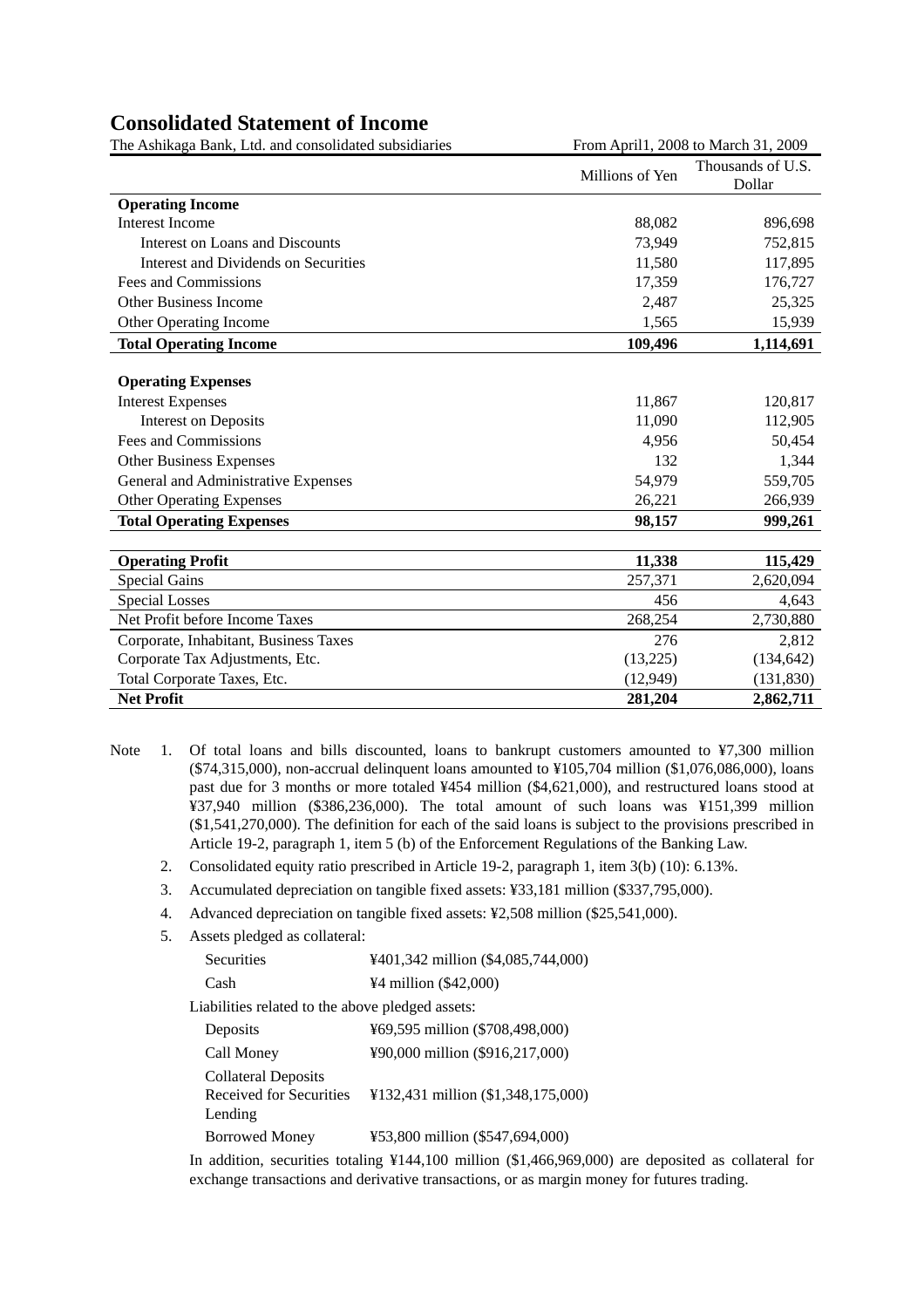# Consolidated Statement of Income

The Ashikaga Bank, Ltd. and consolidated subsidiaries — From April1, 2008 to March 31, 2009

| | Millions of Yen | Thousands of U.S. Dollar |
|---|---|---|
| **Operating Income** | | |
| Interest Income | 88,082 | 896,698 |
| Interest on Loans and Discounts | 73,949 | 752,815 |
| Interest and Dividends on Securities | 11,580 | 117,895 |
| Fees and Commissions | 17,359 | 176,727 |
| Other Business Income | 2,487 | 25,325 |
| Other Operating Income | 1,565 | 15,939 |
| **Total Operating Income** | **109,496** | **1,114,691** |
| **Operating Expenses** | | |
| Interest Expenses | 11,867 | 120,817 |
| Interest on Deposits | 11,090 | 112,905 |
| Fees and Commissions | 4,956 | 50,454 |
| Other Business Expenses | 132 | 1,344 |
| General and Administrative Expenses | 54,979 | 559,705 |
| Other Operating Expenses | 26,221 | 266,939 |
| **Total Operating Expenses** | **98,157** | **999,261** |
| **Operating Profit** | **11,338** | **115,429** |
| Special Gains | 257,371 | 2,620,094 |
| Special Losses | 456 | 4,643 |
| Net Profit before Income Taxes | 268,254 | 2,730,880 |
| Corporate, Inhabitant, Business Taxes | 276 | 2,812 |
| Corporate Tax Adjustments, Etc. | (13,225) | (134,642) |
| Total Corporate Taxes, Etc. | (12,949) | (131,830) |
| **Net Profit** | **281,204** | **2,862,711** |

Note

1. Of total loans and bills discounted, loans to bankrupt customers amounted to ¥7,300 million ($74,315,000), non-accrual delinquent loans amounted to ¥105,704 million ($1,076,086,000), loans past due for 3 months or more totaled ¥454 million ($4,621,000), and restructured loans stood at ¥37,940 million ($386,236,000). The total amount of such loans was ¥151,399 million ($1,541,270,000). The definition for each of the said loans is subject to the provisions prescribed in Article 19-2, paragraph 1, item 5 (b) of the Enforcement Regulations of the Banking Law.
2. Consolidated equity ratio prescribed in Article 19-2, paragraph 1, item 3(b) (10): 6.13%.
3. Accumulated depreciation on tangible fixed assets: ¥33,181 million ($337,795,000).
4. Advanced depreciation on tangible fixed assets: ¥2,508 million ($25,541,000).
5. Assets pledged as collateral:

| | |
|---|---|
| Securities | ¥401,342 million ($4,085,744,000) |
| Cash | ¥4 million ($42,000) |

Liabilities related to the above pledged assets:

| | |
|---|---|
| Deposits | ¥69,595 million ($708,498,000) |
| Call Money | ¥90,000 million ($916,217,000) |
| Collateral Deposits Received for Securities Lending | ¥132,431 million ($1,348,175,000) |
| Borrowed Money | ¥53,800 million ($547,694,000) |

In addition, securities totaling ¥144,100 million ($1,466,969,000) are deposited as collateral for exchange transactions and derivative transactions, or as margin money for futures trading.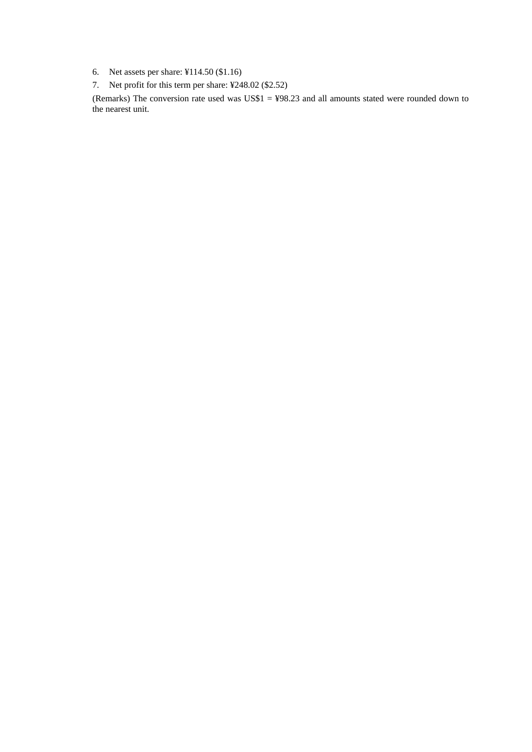6. Net assets per share: ¥114.50 ($1.16)
7. Net profit for this term per share: ¥248.02 ($2.52)

(Remarks) The conversion rate used was US$1 = ¥98.23 and all amounts stated were rounded down to the nearest unit.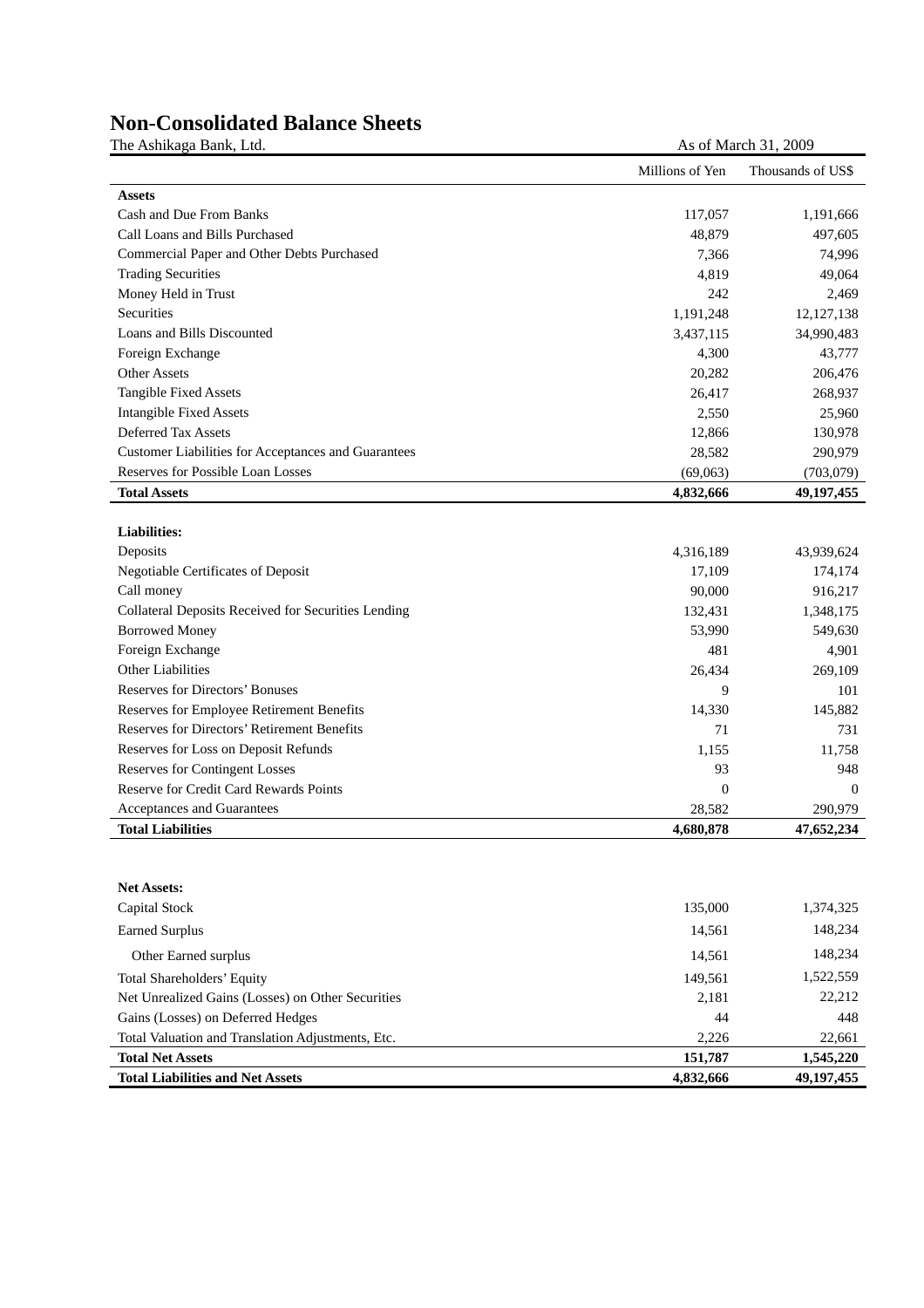# Non-Consolidated Balance Sheets

The Ashikaga Bank, Ltd. As of March 31, 2009

| | Millions of Yen | Thousands of US$ |
|---|---|---|
| **Assets** | | |
| Cash and Due From Banks | 117,057 | 1,191,666 |
| Call Loans and Bills Purchased | 48,879 | 497,605 |
| Commercial Paper and Other Debts Purchased | 7,366 | 74,996 |
| Trading Securities | 4,819 | 49,064 |
| Money Held in Trust | 242 | 2,469 |
| Securities | 1,191,248 | 12,127,138 |
| Loans and Bills Discounted | 3,437,115 | 34,990,483 |
| Foreign Exchange | 4,300 | 43,777 |
| Other Assets | 20,282 | 206,476 |
| Tangible Fixed Assets | 26,417 | 268,937 |
| Intangible Fixed Assets | 2,550 | 25,960 |
| Deferred Tax Assets | 12,866 | 130,978 |
| Customer Liabilities for Acceptances and Guarantees | 28,582 | 290,979 |
| Reserves for Possible Loan Losses | (69,063) | (703,079) |
| **Total Assets** | **4,832,666** | **49,197,455** |
| **Liabilities:** | | |
| Deposits | 4,316,189 | 43,939,624 |
| Negotiable Certificates of Deposit | 17,109 | 174,174 |
| Call money | 90,000 | 916,217 |
| Collateral Deposits Received for Securities Lending | 132,431 | 1,348,175 |
| Borrowed Money | 53,990 | 549,630 |
| Foreign Exchange | 481 | 4,901 |
| Other Liabilities | 26,434 | 269,109 |
| Reserves for Directors' Bonuses | 9 | 101 |
| Reserves for Employee Retirement Benefits | 14,330 | 145,882 |
| Reserves for Directors' Retirement Benefits | 71 | 731 |
| Reserves for Loss on Deposit Refunds | 1,155 | 11,758 |
| Reserves for Contingent Losses | 93 | 948 |
| Reserve for Credit Card Rewards Points | 0 | 0 |
| Acceptances and Guarantees | 28,582 | 290,979 |
| **Total Liabilities** | **4,680,878** | **47,652,234** |
| **Net Assets:** | | |
| Capital Stock | 135,000 | 1,374,325 |
| Earned Surplus | 14,561 | 148,234 |
| Other Earned surplus | 14,561 | 148,234 |
| Total Shareholders' Equity | 149,561 | 1,522,559 |
| Net Unrealized Gains (Losses) on Other Securities | 2,181 | 22,212 |
| Gains (Losses) on Deferred Hedges | 44 | 448 |
| Total Valuation and Translation Adjustments, Etc. | 2,226 | 22,661 |
| **Total Net Assets** | **151,787** | **1,545,220** |
| **Total Liabilities and Net Assets** | **4,832,666** | **49,197,455** |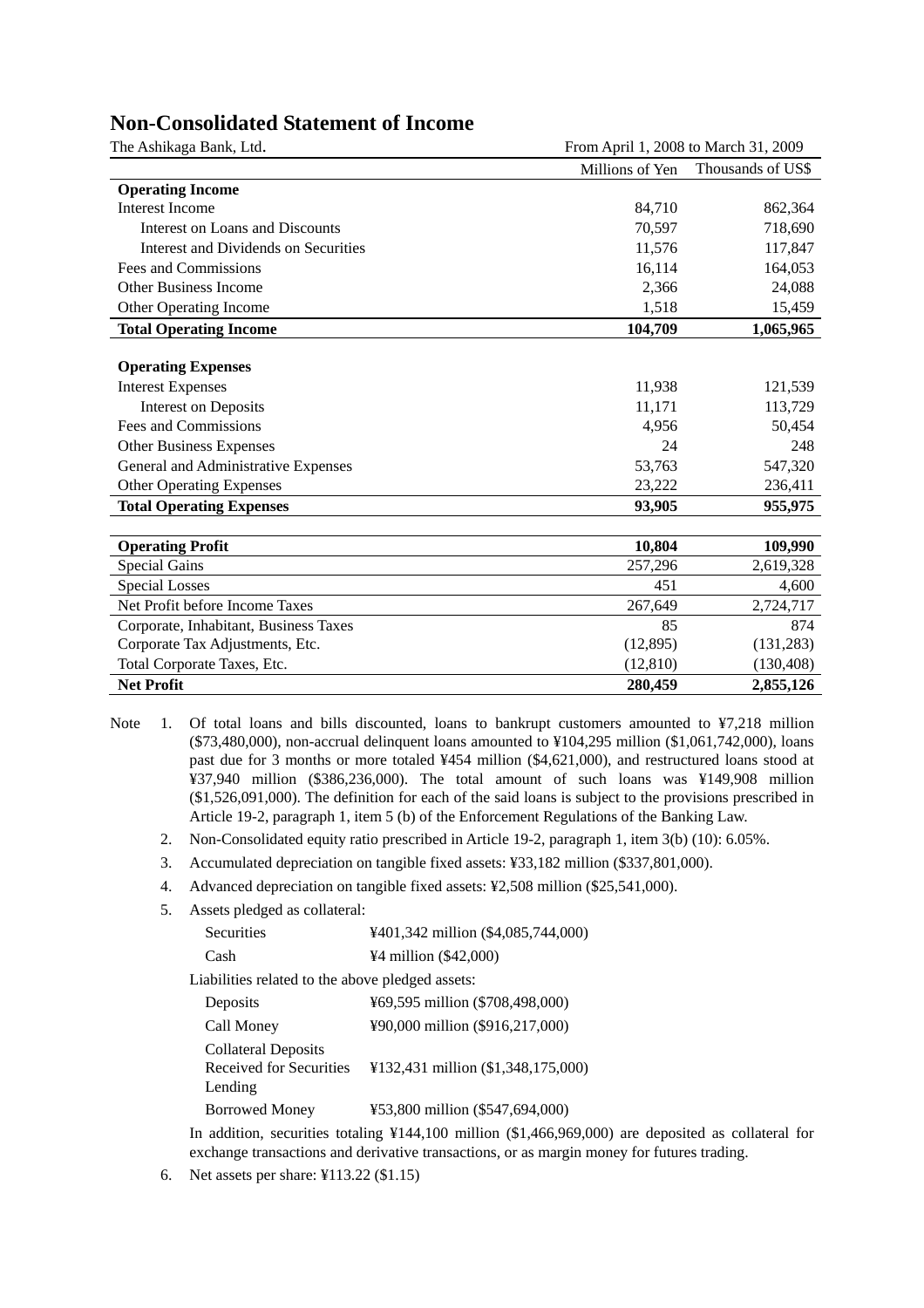# Non-Consolidated Statement of Income

The Ashikaga Bank, Ltd. From April 1, 2008 to March 31, 2009

| | Millions of Yen | Thousands of US$ |
|---|---|---|
| **Operating Income** | | |
| Interest Income | 84,710 | 862,364 |
| Interest on Loans and Discounts | 70,597 | 718,690 |
| Interest and Dividends on Securities | 11,576 | 117,847 |
| Fees and Commissions | 16,114 | 164,053 |
| Other Business Income | 2,366 | 24,088 |
| Other Operating Income | 1,518 | 15,459 |
| **Total Operating Income** | **104,709** | **1,065,965** |
| **Operating Expenses** | | |
| Interest Expenses | 11,938 | 121,539 |
| Interest on Deposits | 11,171 | 113,729 |
| Fees and Commissions | 4,956 | 50,454 |
| Other Business Expenses | 24 | 248 |
| General and Administrative Expenses | 53,763 | 547,320 |
| Other Operating Expenses | 23,222 | 236,411 |
| **Total Operating Expenses** | **93,905** | **955,975** |
| **Operating Profit** | **10,804** | **109,990** |
| Special Gains | 257,296 | 2,619,328 |
| Special Losses | 451 | 4,600 |
| Net Profit before Income Taxes | 267,649 | 2,724,717 |
| Corporate, Inhabitant, Business Taxes | 85 | 874 |
| Corporate Tax Adjustments, Etc. | (12,895) | (131,283) |
| Total Corporate Taxes, Etc. | (12,810) | (130,408) |
| **Net Profit** | **280,459** | **2,855,126** |

Note

1. Of total loans and bills discounted, loans to bankrupt customers amounted to ¥7,218 million ($73,480,000), non-accrual delinquent loans amounted to ¥104,295 million ($1,061,742,000), loans past due for 3 months or more totaled ¥454 million ($4,621,000), and restructured loans stood at ¥37,940 million ($386,236,000). The total amount of such loans was ¥149,908 million ($1,526,091,000). The definition for each of the said loans is subject to the provisions prescribed in Article 19-2, paragraph 1, item 5 (b) of the Enforcement Regulations of the Banking Law.
2. Non-Consolidated equity ratio prescribed in Article 19-2, paragraph 1, item 3(b) (10): 6.05%.
3. Accumulated depreciation on tangible fixed assets: ¥33,182 million ($337,801,000).
4. Advanced depreciation on tangible fixed assets: ¥2,508 million ($25,541,000).
5. Assets pledged as collateral:

   | | |
   |---|---|
   | Securities | ¥401,342 million ($4,085,744,000) |
   | Cash | ¥4 million ($42,000) |

   Liabilities related to the above pledged assets:

   | | |
   |---|---|
   | Deposits | ¥69,595 million ($708,498,000) |
   | Call Money | ¥90,000 million ($916,217,000) |
   | Collateral Deposits Received for Securities Lending | ¥132,431 million ($1,348,175,000) |
   | Borrowed Money | ¥53,800 million ($547,694,000) |

   In addition, securities totaling ¥144,100 million ($1,466,969,000) are deposited as collateral for exchange transactions and derivative transactions, or as margin money for futures trading.
6. Net assets per share: ¥113.22 ($1.15)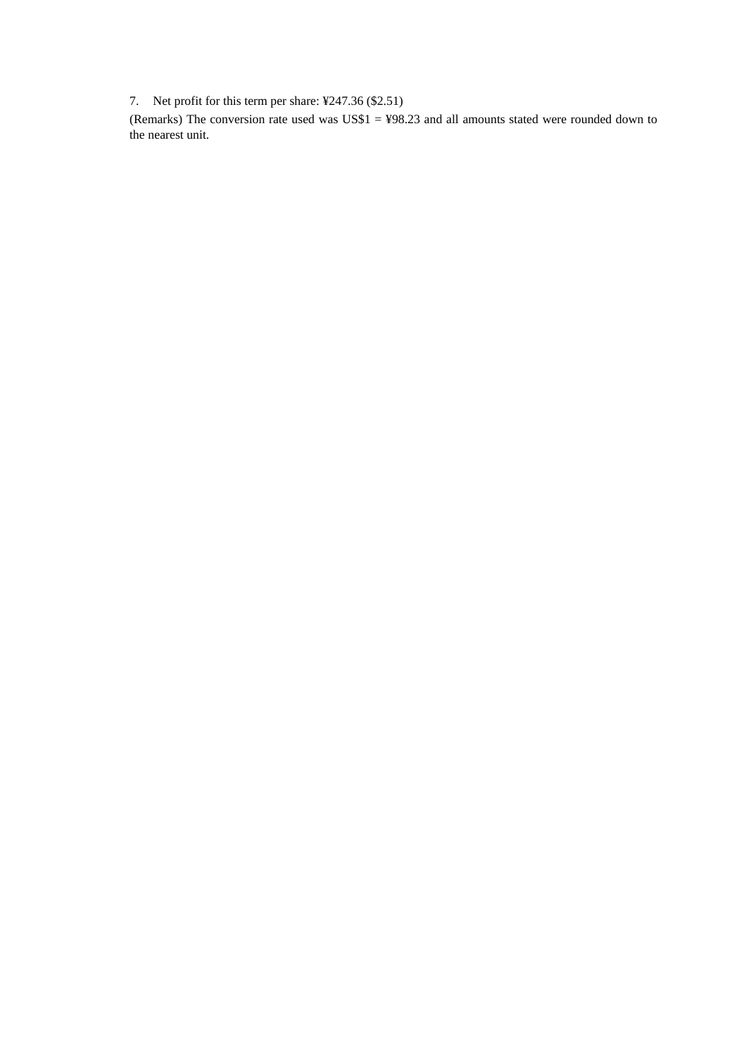7. Net profit for this term per share: ¥247.36 ($2.51)

(Remarks) The conversion rate used was US$1 = ¥98.23 and all amounts stated were rounded down to the nearest unit.